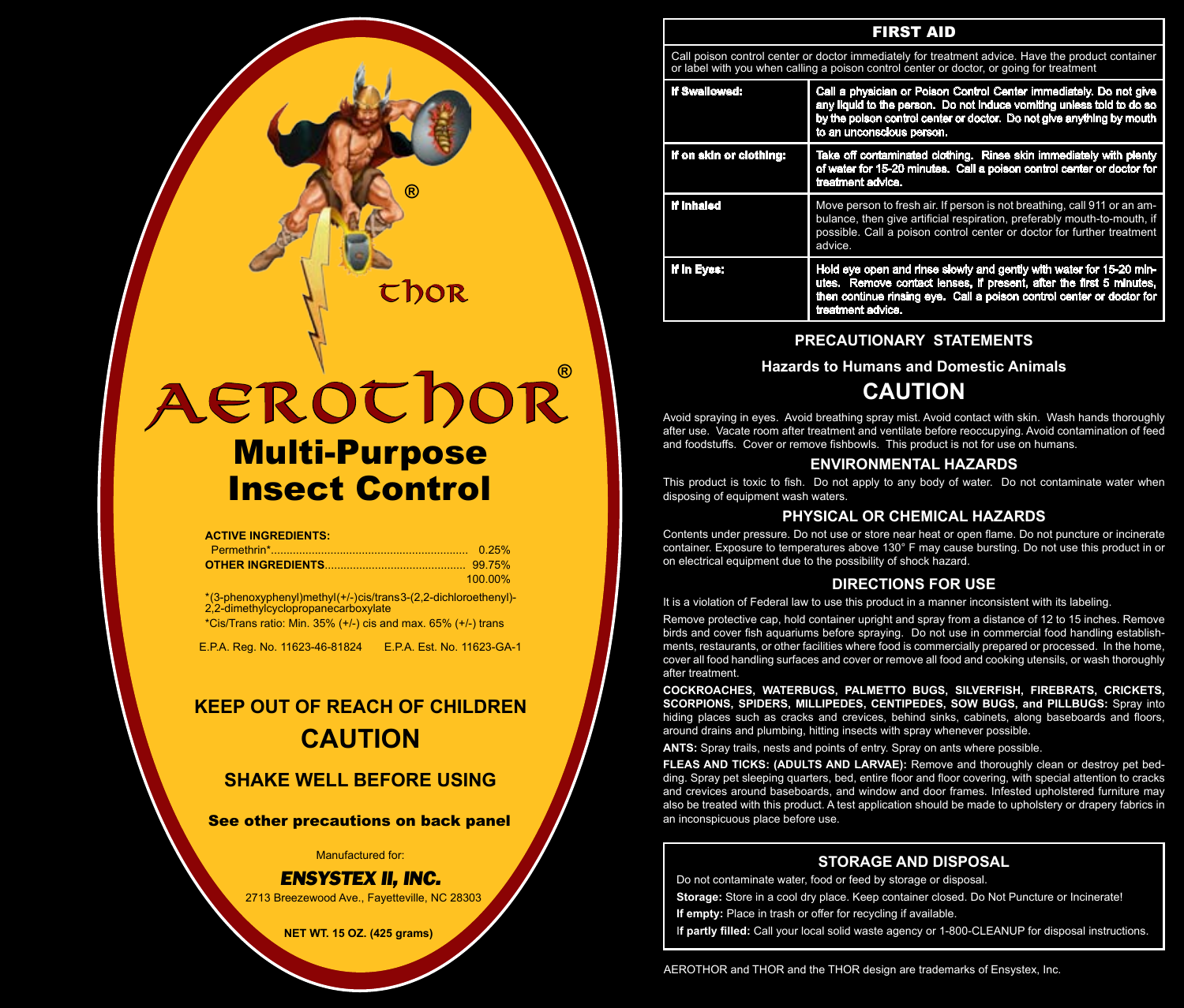THOR

# AEROTHOR®

## Multi-Purpose Insect Control

**ACTIVE INGREDIENTS:**

| | |
|---|---|
| Permethrin*............................................................ | 0.25% |
| **OTHER INGREDIENTS**.......................................... | 99.75% |
| | 100.00% |

*(3-phenoxyphenyl)methyl(+/-)cis/trans3-(2,2-dichloroethenyl)-2,2-dimethylcyclopropanecarboxylate

*Cis/Trans ratio: Min. 35% (+/-) cis and max. 65% (+/-) trans

E.P.A. Reg. No. 11623-46-81824 E.P.A. Est. No. 11623-GA-1

## KEEP OUT OF REACH OF CHILDREN

## CAUTION

### SHAKE WELL BEFORE USING

**See other precautions on back panel**

Manufactured for:

***ENSYSTEX II, INC.***

2713 Breezewood Ave., Fayetteville, NC 28303

**NET WT. 15 OZ. (425 grams)**

## FIRST AID

Call poison control center or doctor immediately for treatment advice. Have the product container or label with you when calling a poison control center or doctor, or going for treatment

| | |
|---|---|
| **If Swallowed:** | **Call a physician or Poison Control Center immediately. Do not give any liquid to the person. Do not induce vomiting unless told to do so by the poison control center or doctor. Do not give anything by mouth to an unconscious person.** |
| **If on skin or clothing:** | **Take off contaminated clothing. Rinse skin immediately with plenty of water for 15-20 minutes. Call a poison control center or doctor for treatment advice.** |
| **If Inhaled** | Move person to fresh air. If person is not breathing, call 911 or an ambulance, then give artificial respiration, preferably mouth-to-mouth, if possible. Call a poison control center or doctor for further treatment advice. |
| **If in Eyes:** | **Hold eye open and rinse slowly and gently with water for 15-20 minutes. Remove contact lenses, if present, after the first 5 minutes, then continue rinsing eye. Call a poison control center or doctor for treatment advice.** |

## PRECAUTIONARY STATEMENTS

### Hazards to Humans and Domestic Animals

## CAUTION

Avoid spraying in eyes. Avoid breathing spray mist. Avoid contact with skin. Wash hands thoroughly after use. Vacate room after treatment and ventilate before reoccupying. Avoid contamination of feed and foodstuffs. Cover or remove fishbowls. This product is not for use on humans.

### ENVIRONMENTAL HAZARDS

This product is toxic to fish. Do not apply to any body of water. Do not contaminate water when disposing of equipment wash waters.

### PHYSICAL OR CHEMICAL HAZARDS

Contents under pressure. Do not use or store near heat or open flame. Do not puncture or incinerate container. Exposure to temperatures above 130° F may cause bursting. Do not use this product in or on electrical equipment due to the possibility of shock hazard.

### DIRECTIONS FOR USE

It is a violation of Federal law to use this product in a manner inconsistent with its labeling.

Remove protective cap, hold container upright and spray from a distance of 12 to 15 inches. Remove birds and cover fish aquariums before spraying. Do not use in commercial food handling establishments, restaurants, or other facilities where food is commercially prepared or processed. In the home, cover all food handling surfaces and cover or remove all food and cooking utensils, or wash thoroughly after treatment.

**COCKROACHES, WATERBUGS, PALMETTO BUGS, SILVERFISH, FIREBRATS, CRICKETS, SCORPIONS, SPIDERS, MILLIPEDES, CENTIPEDES, SOW BUGS, and PILLBUGS:** Spray into hiding places such as cracks and crevices, behind sinks, cabinets, along baseboards and floors, around drains and plumbing, hitting insects with spray whenever possible.

**ANTS:** Spray trails, nests and points of entry. Spray on ants where possible.

**FLEAS AND TICKS: (ADULTS AND LARVAE):** Remove and thoroughly clean or destroy pet bedding. Spray pet sleeping quarters, bed, entire floor and floor covering, with special attention to cracks and crevices around baseboards, and window and door frames. Infested upholstered furniture may also be treated with this product. A test application should be made to upholstery or drapery fabrics in an inconspicuous place before use.

### STORAGE AND DISPOSAL

Do not contaminate water, food or feed by storage or disposal.

**Storage:** Store in a cool dry place. Keep container closed. Do Not Puncture or Incinerate!

**If empty:** Place in trash or offer for recycling if available.

I**f partly filled:** Call your local solid waste agency or 1-800-CLEANUP for disposal instructions.

AEROTHOR and THOR and the THOR design are trademarks of Ensystex, Inc.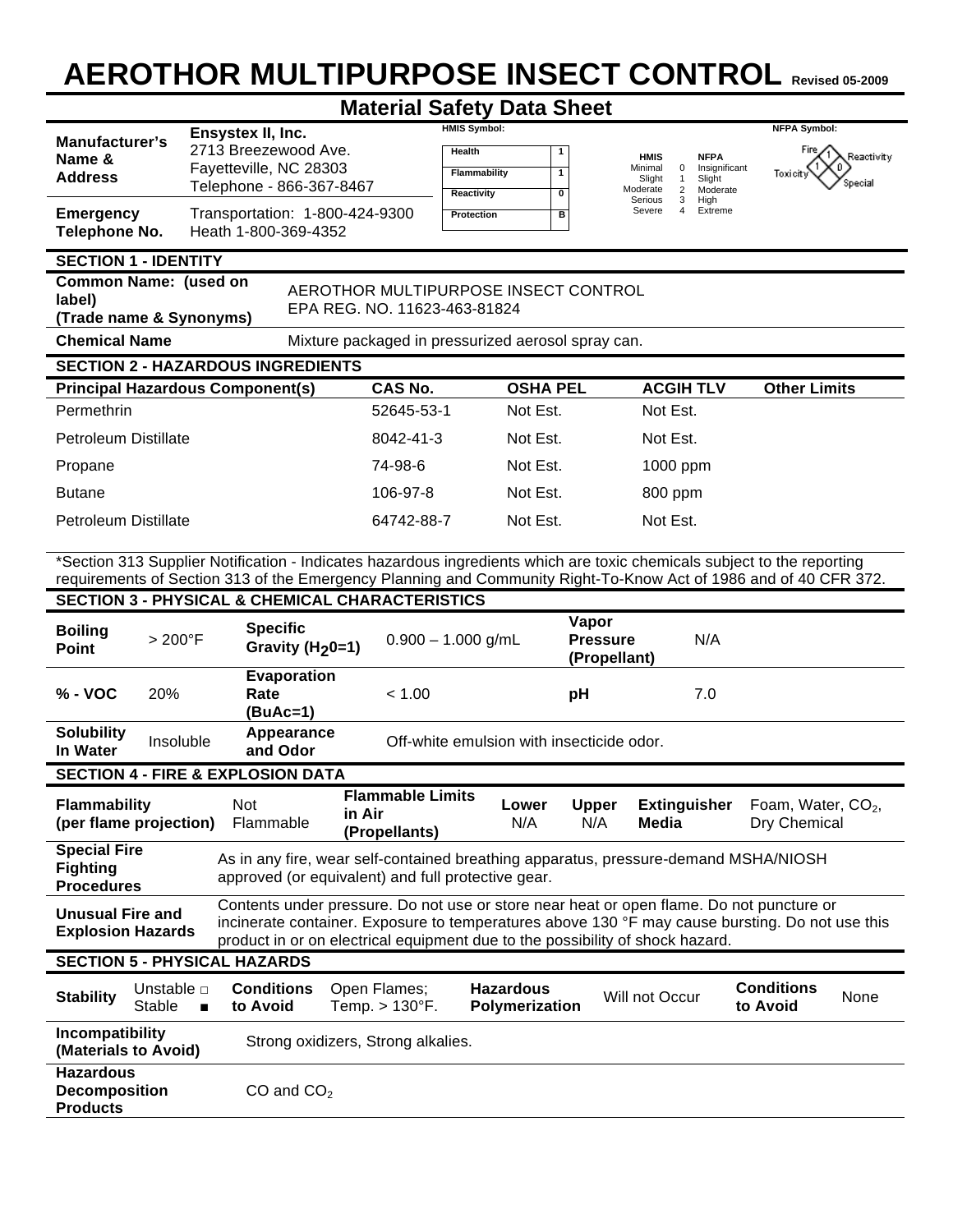# AEROTHOR MULTIPURPOSE INSECT CONTROL Revised 05-2009

## Material Safety Data Sheet

| | | | |
|---|---|---|---|
| **Manufacturer's Name & Address** | Ensystex II, Inc.<br>2713 Breezewood Ave.<br>Fayetteville, NC 28303<br>Telephone - 866-367-8467 | | |
| **Emergency Telephone No.** | Transportation: 1-800-424-9300<br>Heath 1-800-369-4352 | | |

**HMIS Symbol:**

| | |
|---|---|
| Health | 1 |
| Flammability | 1 |
| Reactivity | 0 |
| Protection | B |

| HMIS | | NFPA |
|---|---|---|
| Minimal | 0 | Insignificant |
| Slight | 1 | Slight |
| Moderate | 2 | Moderate |
| Serious | 3 | High |
| Severe | 4 | Extreme |

**NFPA Symbol:** Fire 1, Toxicity 1, Reactivity 0, Special

### SECTION 1 - IDENTITY

| | |
|---|---|
| **Common Name: (used on label) (Trade name & Synonyms)** | AEROTHOR MULTIPURPOSE INSECT CONTROL<br>EPA REG. NO. 11623-463-81824 |
| **Chemical Name** | Mixture packaged in pressurized aerosol spray can. |

### SECTION 2 - HAZARDOUS INGREDIENTS

| Principal Hazardous Component(s) | CAS No. | OSHA PEL | ACGIH TLV | Other Limits |
|---|---|---|---|---|
| Permethrin | 52645-53-1 | Not Est. | Not Est. | |
| Petroleum Distillate | 8042-41-3 | Not Est. | Not Est. | |
| Propane | 74-98-6 | Not Est. | 1000 ppm | |
| Butane | 106-97-8 | Not Est. | 800 ppm | |
| Petroleum Distillate | 64742-88-7 | Not Est. | Not Est. | |

*Section 313 Supplier Notification - Indicates hazardous ingredients which are toxic chemicals subject to the reporting requirements of Section 313 of the Emergency Planning and Community Right-To-Know Act of 1986 and of 40 CFR 372.

### SECTION 3 - PHYSICAL & CHEMICAL CHARACTERISTICS

| | | | | | |
|---|---|---|---|---|---|
| **Boiling Point** | > 200°F | **Specific Gravity ($H_2O$=1)** | 0.900 – 1.000 g/mL | **Vapor Pressure (Propellant)** | N/A |
| **% - VOC** | 20% | **Evaporation Rate (BuAc=1)** | < 1.00 | **pH** | 7.0 |
| **Solubility In Water** | Insoluble | **Appearance and Odor** | Off-white emulsion with insecticide odor. | | |

### SECTION 4 - FIRE & EXPLOSION DATA

| | | | | | | |
|---|---|---|---|---|---|---|
| **Flammability (per flame projection)** | Not Flammable | **Flammable Limits in Air (Propellants)** | **Lower** N/A | **Upper** N/A | **Extinguisher Media** | Foam, Water, $CO_2$, Dry Chemical |

| | |
|---|---|
| **Special Fire Fighting Procedures** | As in any fire, wear self-contained breathing apparatus, pressure-demand MSHA/NIOSH approved (or equivalent) and full protective gear. |
| **Unusual Fire and Explosion Hazards** | Contents under pressure. Do not use or store near heat or open flame. Do not puncture or incinerate container. Exposure to temperatures above 130 °F may cause bursting. Do not use this product in or on electrical equipment due to the possibility of shock hazard. |

### SECTION 5 - PHYSICAL HAZARDS

| | | | | | | | |
|---|---|---|---|---|---|---|---|
| **Stability** | Unstable □<br>Stable ■ | **Conditions to Avoid** | Open Flames; Temp. > 130°F. | **Hazardous Polymerization** | Will not Occur | **Conditions to Avoid** | None |

| | |
|---|---|
| **Incompatibility (Materials to Avoid)** | Strong oxidizers, Strong alkalies. |
| **Hazardous Decomposition Products** | CO and $CO_2$ |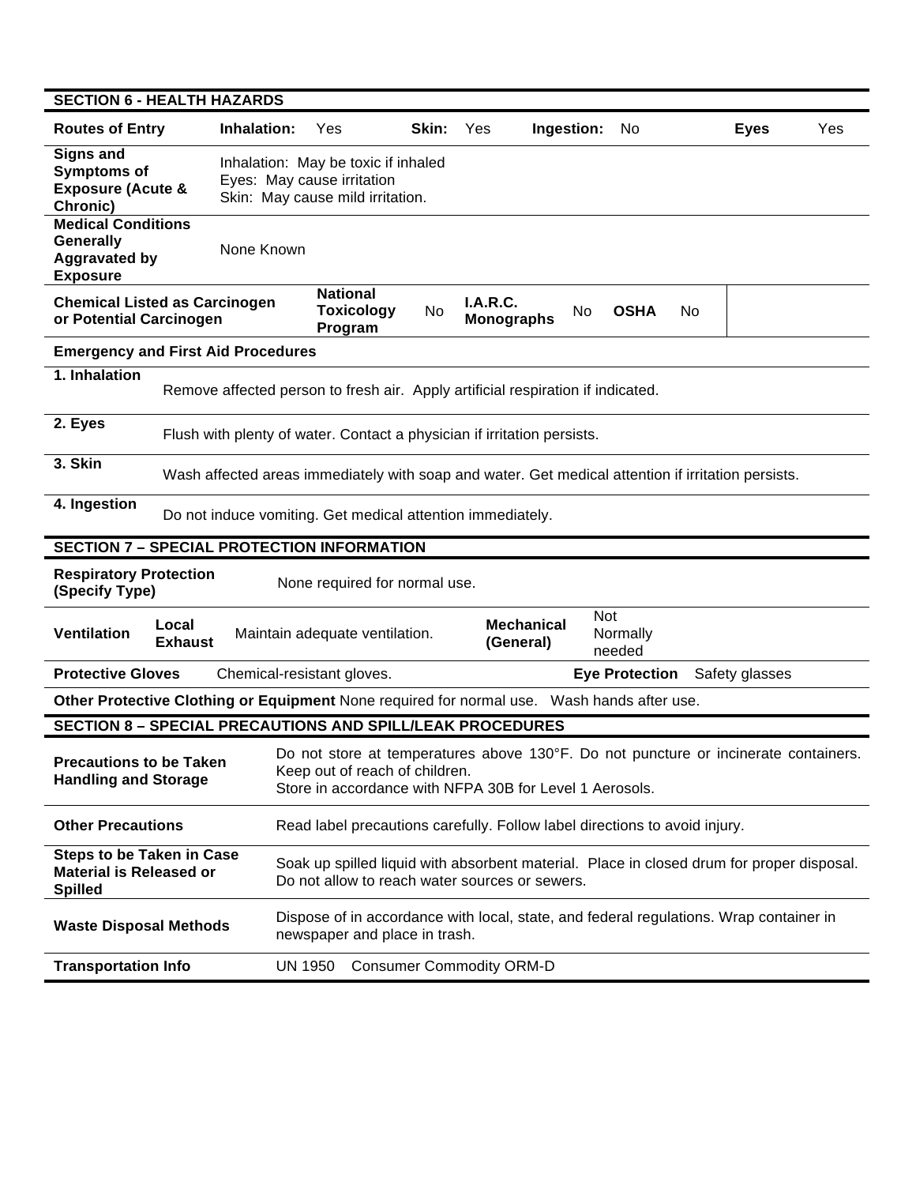## SECTION 6 - HEALTH HAZARDS

| | | | | | | | | | |
|---|---|---|---|---|---|---|---|---|---|
| **Routes of Entry** | **Inhalation:** | Yes | **Skin:** | Yes | **Ingestion:** | No | | **Eyes** | Yes |

**Signs and Symptoms of Exposure (Acute & Chronic)**
Inhalation: May be toxic if inhaled
Eyes: May cause irritation
Skin: May cause mild irritation.

**Medical Conditions Generally Aggravated by Exposure:** None Known

| | | | | | | |
|---|---|---|---|---|---|---|
| **Chemical Listed as Carcinogen or Potential Carcinogen** | **National Toxicology Program** | No | **I.A.R.C. Monographs** | No | **OSHA** | No |

**Emergency and First Aid Procedures**

**1. Inhalation** Remove affected person to fresh air. Apply artificial respiration if indicated.

**2. Eyes** Flush with plenty of water. Contact a physician if irritation persists.

**3. Skin** Wash affected areas immediately with soap and water. Get medical attention if irritation persists.

**4. Ingestion** Do not induce vomiting. Get medical attention immediately.

## SECTION 7 – SPECIAL PROTECTION INFORMATION

**Respiratory Protection (Specify Type):** None required for normal use.

| | | | | |
|---|---|---|---|---|
| **Ventilation** | **Local Exhaust** | Maintain adequate ventilation. | **Mechanical (General)** | Not Normally needed |

**Protective Gloves:** Chemical-resistant gloves. **Eye Protection:** Safety glasses

**Other Protective Clothing or Equipment** None required for normal use. Wash hands after use.

## SECTION 8 – SPECIAL PRECAUTIONS AND SPILL/LEAK PROCEDURES

| | |
|---|---|
| **Precautions to be Taken Handling and Storage** | Do not store at temperatures above 130°F. Do not puncture or incinerate containers. Keep out of reach of children. Store in accordance with NFPA 30B for Level 1 Aerosols. |
| **Other Precautions** | Read label precautions carefully. Follow label directions to avoid injury. |
| **Steps to be Taken in Case Material is Released or Spilled** | Soak up spilled liquid with absorbent material. Place in closed drum for proper disposal. Do not allow to reach water sources or sewers. |
| **Waste Disposal Methods** | Dispose of in accordance with local, state, and federal regulations. Wrap container in newspaper and place in trash. |
| **Transportation Info** | UN 1950 Consumer Commodity ORM-D |